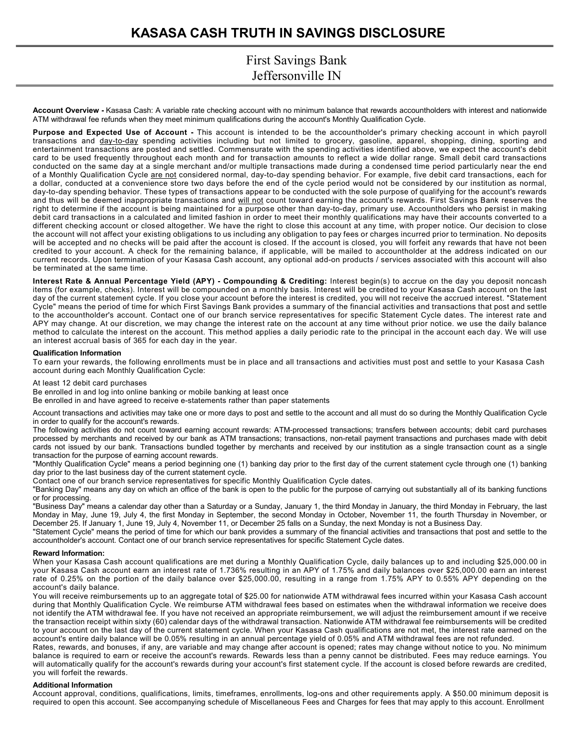# KASASA CASH TRUTH IN SAVINGS DISCLOSURE

## First Savings Bank
## Jeffersonville IN

**Account Overview -** Kasasa Cash: A variable rate checking account with no minimum balance that rewards accountholders with interest and nationwide ATM withdrawal fee refunds when they meet minimum qualifications during the account's Monthly Qualification Cycle.

**Purpose and Expected Use of Account -** This account is intended to be the accountholder's primary checking account in which payroll transactions and day-to-day spending activities including but not limited to grocery, gasoline, apparel, shopping, dining, sporting and entertainment transactions are posted and settled. Commensurate with the spending activities identified above, we expect the account's debit card to be used frequently throughout each month and for transaction amounts to reflect a wide dollar range. Small debit card transactions conducted on the same day at a single merchant and/or multiple transactions made during a condensed time period particularly near the end of a Monthly Qualification Cycle are not considered normal, day-to-day spending behavior. For example, five debit card transactions, each for a dollar, conducted at a convenience store two days before the end of the cycle period would not be considered by our institution as normal, day-to-day spending behavior. These types of transactions appear to be conducted with the sole purpose of qualifying for the account's rewards and thus will be deemed inappropriate transactions and will not count toward earning the account's rewards. First Savings Bank reserves the right to determine if the account is being maintained for a purpose other than day-to-day, primary use. Accountholders who persist in making debit card transactions in a calculated and limited fashion in order to meet their monthly qualifications may have their accounts converted to a different checking account or closed altogether. We have the right to close this account at any time, with proper notice. Our decision to close the account will not affect your existing obligations to us including any obligation to pay fees or charges incurred prior to termination. No deposits will be accepted and no checks will be paid after the account is closed. If the account is closed, you will forfeit any rewards that have not been credited to your account. A check for the remaining balance, if applicable, will be mailed to accountholder at the address indicated on our current records. Upon termination of your Kasasa Cash account, any optional add-on products / services associated with this account will also be terminated at the same time.

**Interest Rate & Annual Percentage Yield (APY) - Compounding & Crediting:** Interest begin(s) to accrue on the day you deposit noncash items (for example, checks). Interest will be compounded on a monthly basis. Interest will be credited to your Kasasa Cash account on the last day of the current statement cycle. If you close your account before the interest is credited, you will not receive the accrued interest. "Statement Cycle" means the period of time for which First Savings Bank provides a summary of the financial activities and transactions that post and settle to the accountholder's account. Contact one of our branch service representatives for specific Statement Cycle dates. The interest rate and APY may change. At our discretion, we may change the interest rate on the account at any time without prior notice. we use the daily balance method to calculate the interest on the account. This method applies a daily periodic rate to the principal in the account each day. We will use an interest accrual basis of 365 for each day in the year.

**Qualification Information**

To earn your rewards, the following enrollments must be in place and all transactions and activities must post and settle to your Kasasa Cash account during each Monthly Qualification Cycle:

At least 12 debit card purchases
Be enrolled in and log into online banking or mobile banking at least once
Be enrolled in and have agreed to receive e-statements rather than paper statements

Account transactions and activities may take one or more days to post and settle to the account and all must do so during the Monthly Qualification Cycle in order to qualify for the account's rewards.

The following activities do not count toward earning account rewards: ATM-processed transactions; transfers between accounts; debit card purchases processed by merchants and received by our bank as ATM transactions; transactions, non-retail payment transactions and purchases made with debit cards not issued by our bank. Transactions bundled together by merchants and received by our institution as a single transaction count as a single transaction for the purpose of earning account rewards.

"Monthly Qualification Cycle" means a period beginning one (1) banking day prior to the first day of the current statement cycle through one (1) banking day prior to the last business day of the current statement cycle.

Contact one of our branch service representatives for specific Monthly Qualification Cycle dates.

"Banking Day" means any day on which an office of the bank is open to the public for the purpose of carrying out substantially all of its banking functions or for processing.

"Business Day" means a calendar day other than a Saturday or a Sunday, January 1, the third Monday in January, the third Monday in February, the last Monday in May, June 19, July 4, the first Monday in September, the second Monday in October, November 11, the fourth Thursday in November, or December 25. If January 1, June 19, July 4, November 11, or December 25 falls on a Sunday, the next Monday is not a Business Day.

"Statement Cycle" means the period of time for which our bank provides a summary of the financial activities and transactions that post and settle to the accountholder's account. Contact one of our branch service representatives for specific Statement Cycle dates.

**Reward Information:**

When your Kasasa Cash account qualifications are met during a Monthly Qualification Cycle, daily balances up to and including $25,000.00 in your Kasasa Cash account earn an interest rate of 1.736% resulting in an APY of 1.75% and daily balances over $25,000.00 earn an interest rate of 0.25% on the portion of the daily balance over $25,000.00, resulting in a range from 1.75% APY to 0.55% APY depending on the account's daily balance.

You will receive reimbursements up to an aggregate total of $25.00 for nationwide ATM withdrawal fees incurred within your Kasasa Cash account during that Monthly Qualification Cycle. We reimburse ATM withdrawal fees based on estimates when the withdrawal information we receive does not identify the ATM withdrawal fee. If you have not received an appropriate reimbursement, we will adjust the reimbursement amount if we receive the transaction receipt within sixty (60) calendar days of the withdrawal transaction. Nationwide ATM withdrawal fee reimbursements will be credited to your account on the last day of the current statement cycle. When your Kasasa Cash qualifications are not met, the interest rate earned on the account's entire daily balance will be 0.05% resulting in an annual percentage yield of 0.05% and ATM withdrawal fees are not refunded.

Rates, rewards, and bonuses, if any, are variable and may change after account is opened; rates may change without notice to you. No minimum balance is required to earn or receive the account's rewards. Rewards less than a penny cannot be distributed. Fees may reduce earnings. You will automatically qualify for the account's rewards during your account's first statement cycle. If the account is closed before rewards are credited, you will forfeit the rewards.

**Additional Information**

Account approval, conditions, qualifications, limits, timeframes, enrollments, log-ons and other requirements apply. A $50.00 minimum deposit is required to open this account. See accompanying schedule of Miscellaneous Fees and Charges for fees that may apply to this account. Enrollment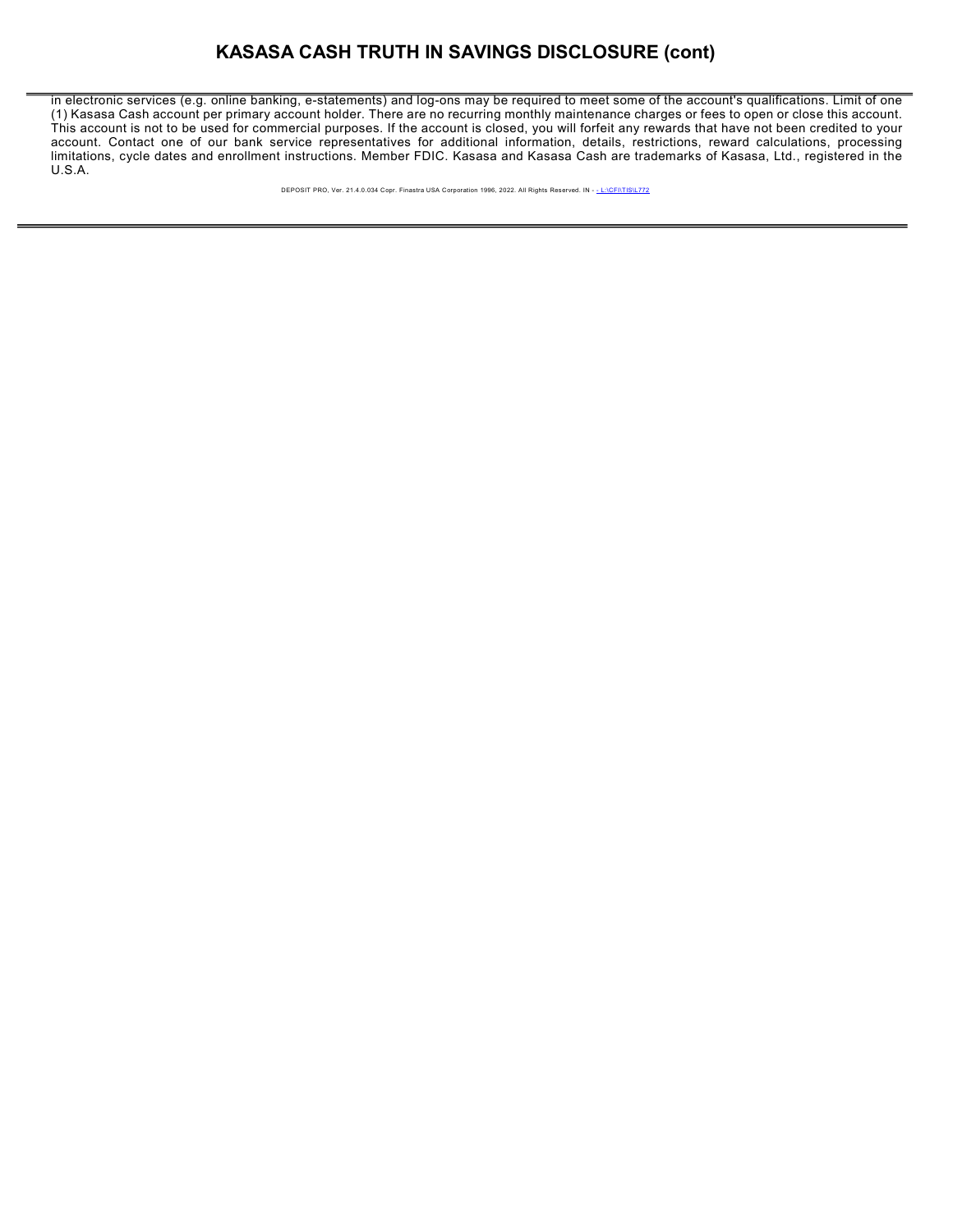# KASASA CASH TRUTH IN SAVINGS DISCLOSURE (cont)

in electronic services (e.g. online banking, e-statements) and log-ons may be required to meet some of the account's qualifications. Limit of one (1) Kasasa Cash account per primary account holder. There are no recurring monthly maintenance charges or fees to open or close this account. This account is not to be used for commercial purposes. If the account is closed, you will forfeit any rewards that have not been credited to your account. Contact one of our bank service representatives for additional information, details, restrictions, reward calculations, processing limitations, cycle dates and enrollment instructions. Member FDIC. Kasasa and Kasasa Cash are trademarks of Kasasa, Ltd., registered in the U.S.A.

DEPOSIT PRO, Ver. 21.4.0.034 Copr. Finastra USA Corporation 1996, 2022. All Rights Reserved. IN - L:\CFI\TIS\L772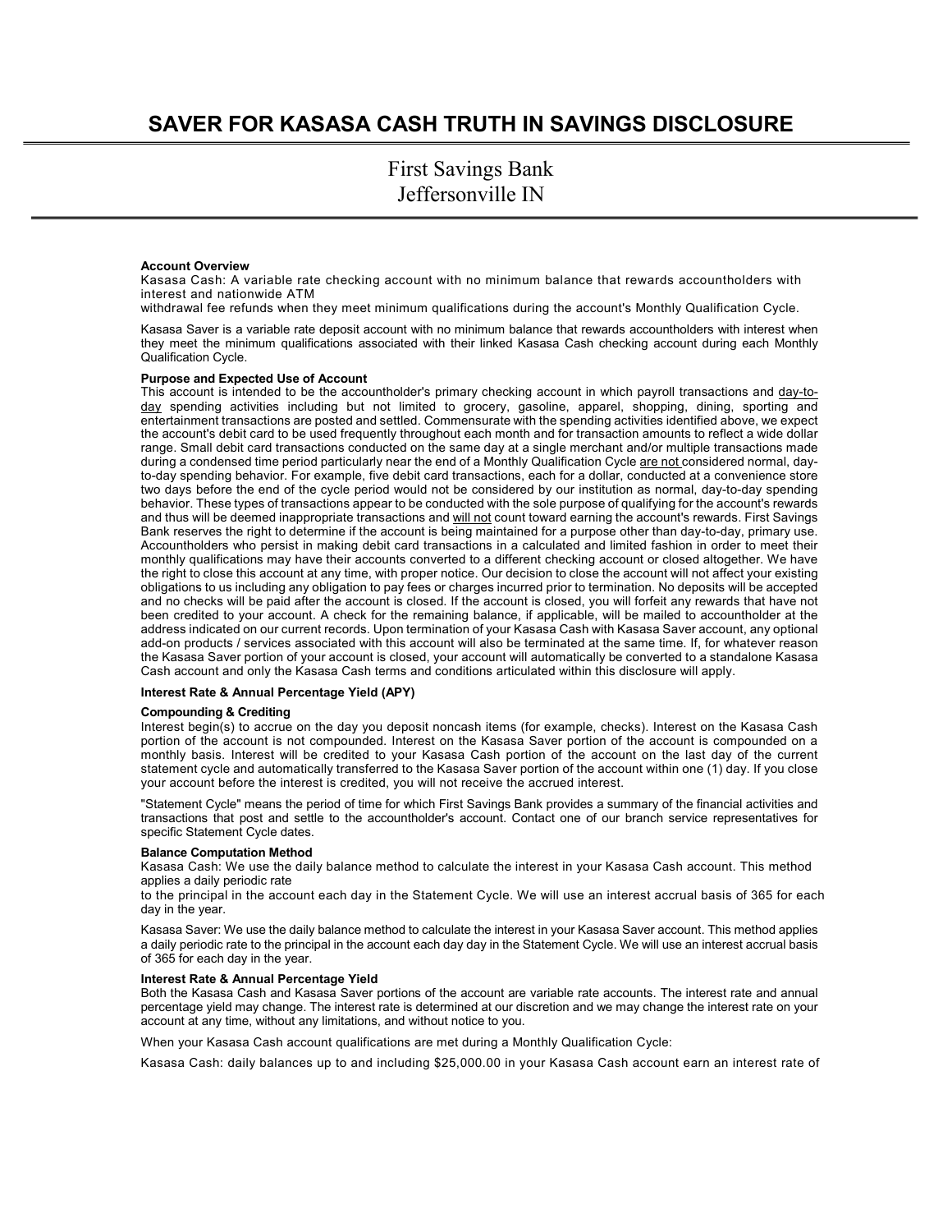# SAVER FOR KASASA CASH TRUTH IN SAVINGS DISCLOSURE

## First Savings Bank
## Jeffersonville IN

**Account Overview**

Kasasa Cash: A variable rate checking account with no minimum balance that rewards accountholders with interest and nationwide ATM withdrawal fee refunds when they meet minimum qualifications during the account's Monthly Qualification Cycle.

Kasasa Saver is a variable rate deposit account with no minimum balance that rewards accountholders with interest when they meet the minimum qualifications associated with their linked Kasasa Cash checking account during each Monthly Qualification Cycle.

**Purpose and Expected Use of Account**

This account is intended to be the accountholder's primary checking account in which payroll transactions and day-to-day spending activities including but not limited to grocery, gasoline, apparel, shopping, dining, sporting and entertainment transactions are posted and settled. Commensurate with the spending activities identified above, we expect the account's debit card to be used frequently throughout each month and for transaction amounts to reflect a wide dollar range. Small debit card transactions conducted on the same day at a single merchant and/or multiple transactions made during a condensed time period particularly near the end of a Monthly Qualification Cycle are not considered normal, day-to-day spending behavior. For example, five debit card transactions, each for a dollar, conducted at a convenience store two days before the end of the cycle period would not be considered by our institution as normal, day-to-day spending behavior. These types of transactions appear to be conducted with the sole purpose of qualifying for the account's rewards and thus will be deemed inappropriate transactions and will not count toward earning the account's rewards. First Savings Bank reserves the right to determine if the account is being maintained for a purpose other than day-to-day, primary use. Accountholders who persist in making debit card transactions in a calculated and limited fashion in order to meet their monthly qualifications may have their accounts converted to a different checking account or closed altogether. We have the right to close this account at any time, with proper notice. Our decision to close the account will not affect your existing obligations to us including any obligation to pay fees or charges incurred prior to termination. No deposits will be accepted and no checks will be paid after the account is closed. If the account is closed, you will forfeit any rewards that have not been credited to your account. A check for the remaining balance, if applicable, will be mailed to accountholder at the address indicated on our current records. Upon termination of your Kasasa Cash with Kasasa Saver account, any optional add-on products / services associated with this account will also be terminated at the same time. If, for whatever reason the Kasasa Saver portion of your account is closed, your account will automatically be converted to a standalone Kasasa Cash account and only the Kasasa Cash terms and conditions articulated within this disclosure will apply.

**Interest Rate & Annual Percentage Yield (APY)**

**Compounding & Crediting**

Interest begin(s) to accrue on the day you deposit noncash items (for example, checks). Interest on the Kasasa Cash portion of the account is not compounded. Interest on the Kasasa Saver portion of the account is compounded on a monthly basis. Interest will be credited to your Kasasa Cash portion of the account on the last day of the current statement cycle and automatically transferred to the Kasasa Saver portion of the account within one (1) day. If you close your account before the interest is credited, you will not receive the accrued interest.

"Statement Cycle" means the period of time for which First Savings Bank provides a summary of the financial activities and transactions that post and settle to the accountholder's account. Contact one of our branch service representatives for specific Statement Cycle dates.

**Balance Computation Method**

Kasasa Cash: We use the daily balance method to calculate the interest in your Kasasa Cash account. This method applies a daily periodic rate to the principal in the account each day in the Statement Cycle. We will use an interest accrual basis of 365 for each day in the year.

Kasasa Saver: We use the daily balance method to calculate the interest in your Kasasa Saver account. This method applies a daily periodic rate to the principal in the account each day day in the Statement Cycle. We will use an interest accrual basis of 365 for each day in the year.

**Interest Rate & Annual Percentage Yield**

Both the Kasasa Cash and Kasasa Saver portions of the account are variable rate accounts. The interest rate and annual percentage yield may change. The interest rate is determined at our discretion and we may change the interest rate on your account at any time, without any limitations, and without notice to you.

When your Kasasa Cash account qualifications are met during a Monthly Qualification Cycle:

Kasasa Cash: daily balances up to and including $25,000.00 in your Kasasa Cash account earn an interest rate of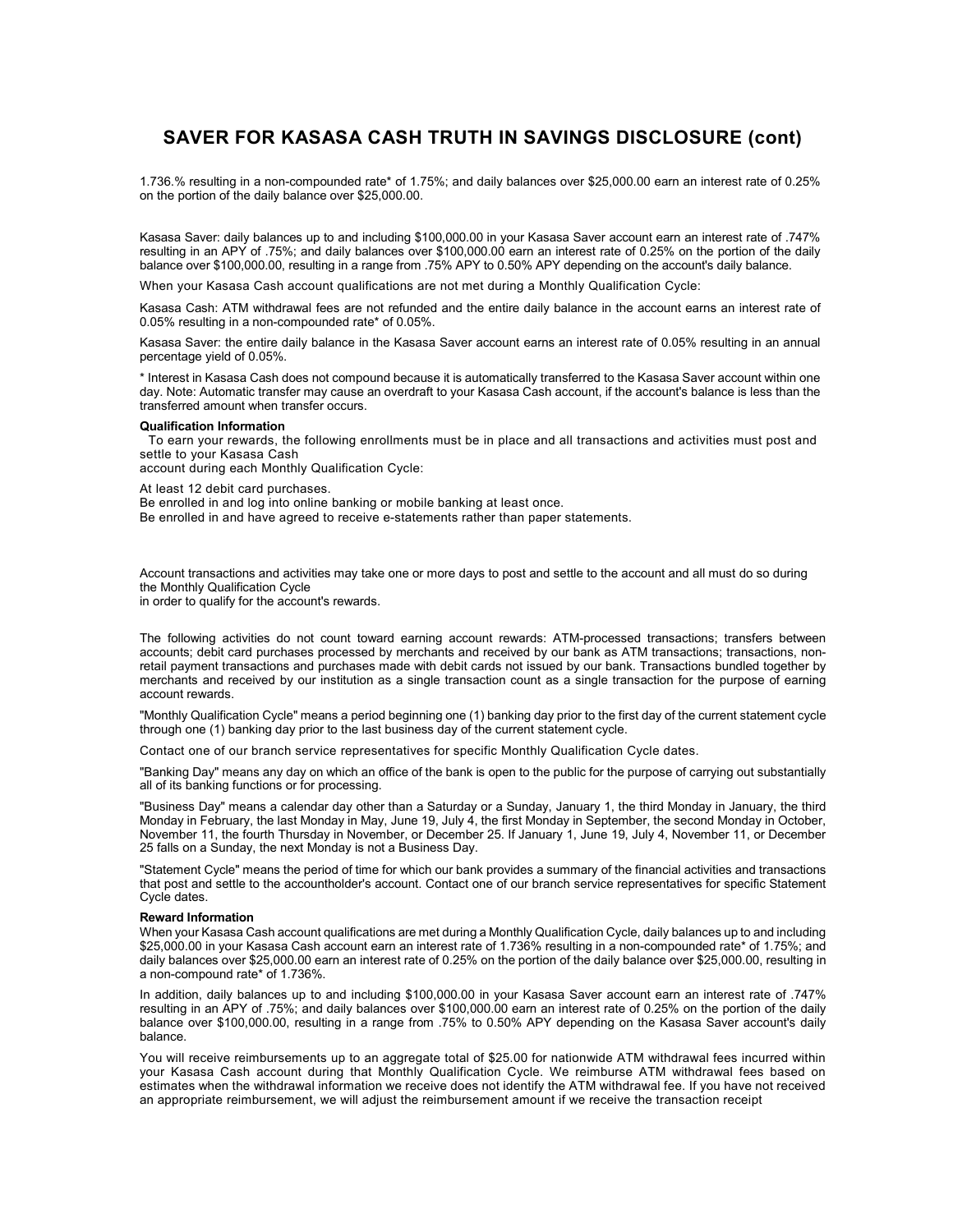# SAVER FOR KASASA CASH TRUTH IN SAVINGS DISCLOSURE (cont)

1.736.% resulting in a non-compounded rate* of 1.75%; and daily balances over $25,000.00 earn an interest rate of 0.25% on the portion of the daily balance over $25,000.00.

Kasasa Saver: daily balances up to and including $100,000.00 in your Kasasa Saver account earn an interest rate of .747% resulting in an APY of .75%; and daily balances over $100,000.00 earn an interest rate of 0.25% on the portion of the daily balance over $100,000.00, resulting in a range from .75% APY to 0.50% APY depending on the account's daily balance.

When your Kasasa Cash account qualifications are not met during a Monthly Qualification Cycle:

Kasasa Cash: ATM withdrawal fees are not refunded and the entire daily balance in the account earns an interest rate of 0.05% resulting in a non-compounded rate* of 0.05%.

Kasasa Saver: the entire daily balance in the Kasasa Saver account earns an interest rate of 0.05% resulting in an annual percentage yield of 0.05%.

* Interest in Kasasa Cash does not compound because it is automatically transferred to the Kasasa Saver account within one day. Note: Automatic transfer may cause an overdraft to your Kasasa Cash account, if the account's balance is less than the transferred amount when transfer occurs.

**Qualification Information**

To earn your rewards, the following enrollments must be in place and all transactions and activities must post and settle to your Kasasa Cash account during each Monthly Qualification Cycle:

At least 12 debit card purchases.
Be enrolled in and log into online banking or mobile banking at least once.
Be enrolled in and have agreed to receive e-statements rather than paper statements.

Account transactions and activities may take one or more days to post and settle to the account and all must do so during the Monthly Qualification Cycle in order to qualify for the account's rewards.

The following activities do not count toward earning account rewards: ATM-processed transactions; transfers between accounts; debit card purchases processed by merchants and received by our bank as ATM transactions; transactions, non-retail payment transactions and purchases made with debit cards not issued by our bank. Transactions bundled together by merchants and received by our institution as a single transaction count as a single transaction for the purpose of earning account rewards.

"Monthly Qualification Cycle" means a period beginning one (1) banking day prior to the first day of the current statement cycle through one (1) banking day prior to the last business day of the current statement cycle.

Contact one of our branch service representatives for specific Monthly Qualification Cycle dates.

"Banking Day" means any day on which an office of the bank is open to the public for the purpose of carrying out substantially all of its banking functions or for processing.

"Business Day" means a calendar day other than a Saturday or a Sunday, January 1, the third Monday in January, the third Monday in February, the last Monday in May, June 19, July 4, the first Monday in September, the second Monday in October, November 11, the fourth Thursday in November, or December 25. If January 1, June 19, July 4, November 11, or December 25 falls on a Sunday, the next Monday is not a Business Day.

"Statement Cycle" means the period of time for which our bank provides a summary of the financial activities and transactions that post and settle to the accountholder's account. Contact one of our branch service representatives for specific Statement Cycle dates.

**Reward Information**

When your Kasasa Cash account qualifications are met during a Monthly Qualification Cycle, daily balances up to and including $25,000.00 in your Kasasa Cash account earn an interest rate of 1.736% resulting in a non-compounded rate* of 1.75%; and daily balances over $25,000.00 earn an interest rate of 0.25% on the portion of the daily balance over $25,000.00, resulting in a non-compound rate* of 1.736%.

In addition, daily balances up to and including $100,000.00 in your Kasasa Saver account earn an interest rate of .747% resulting in an APY of .75%; and daily balances over $100,000.00 earn an interest rate of 0.25% on the portion of the daily balance over $100,000.00, resulting in a range from .75% to 0.50% APY depending on the Kasasa Saver account's daily balance.

You will receive reimbursements up to an aggregate total of $25.00 for nationwide ATM withdrawal fees incurred within your Kasasa Cash account during that Monthly Qualification Cycle. We reimburse ATM withdrawal fees based on estimates when the withdrawal information we receive does not identify the ATM withdrawal fee. If you have not received an appropriate reimbursement, we will adjust the reimbursement amount if we receive the transaction receipt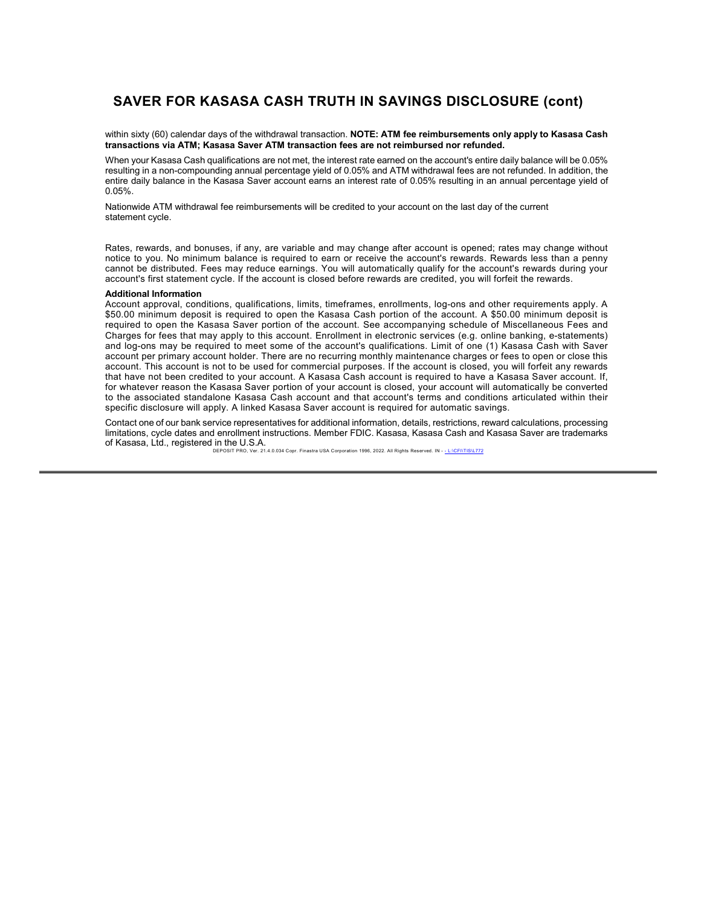## SAVER FOR KASASA CASH TRUTH IN SAVINGS DISCLOSURE (cont)

within sixty (60) calendar days of the withdrawal transaction. **NOTE: ATM fee reimbursements only apply to Kasasa Cash transactions via ATM; Kasasa Saver ATM transaction fees are not reimbursed nor refunded.**

When your Kasasa Cash qualifications are not met, the interest rate earned on the account's entire daily balance will be 0.05% resulting in a non-compounding annual percentage yield of 0.05% and ATM withdrawal fees are not refunded. In addition, the entire daily balance in the Kasasa Saver account earns an interest rate of 0.05% resulting in an annual percentage yield of 0.05%.

Nationwide ATM withdrawal fee reimbursements will be credited to your account on the last day of the current statement cycle.

Rates, rewards, and bonuses, if any, are variable and may change after account is opened; rates may change without notice to you. No minimum balance is required to earn or receive the account's rewards. Rewards less than a penny cannot be distributed. Fees may reduce earnings. You will automatically qualify for the account's rewards during your account's first statement cycle. If the account is closed before rewards are credited, you will forfeit the rewards.

**Additional Information**
Account approval, conditions, qualifications, limits, timeframes, enrollments, log-ons and other requirements apply. A $50.00 minimum deposit is required to open the Kasasa Cash portion of the account. A $50.00 minimum deposit is required to open the Kasasa Saver portion of the account. See accompanying schedule of Miscellaneous Fees and Charges for fees that may apply to this account. Enrollment in electronic services (e.g. online banking, e-statements) and log-ons may be required to meet some of the account's qualifications. Limit of one (1) Kasasa Cash with Saver account per primary account holder. There are no recurring monthly maintenance charges or fees to open or close this account. This account is not to be used for commercial purposes. If the account is closed, you will forfeit any rewards that have not been credited to your account. A Kasasa Cash account is required to have a Kasasa Saver account. If, for whatever reason the Kasasa Saver portion of your account is closed, your account will automatically be converted to the associated standalone Kasasa Cash account and that account's terms and conditions articulated within their specific disclosure will apply. A linked Kasasa Saver account is required for automatic savings.

Contact one of our bank service representatives for additional information, details, restrictions, reward calculations, processing limitations, cycle dates and enrollment instructions. Member FDIC. Kasasa, Kasasa Cash and Kasasa Saver are trademarks of Kasasa, Ltd., registered in the U.S.A.

DEPOSIT PRO, Ver. 21.4.0.034 Copr. Finastra USA Corporation 1996, 2022. All Rights Reserved. IN - L:\CFI\TIS\L772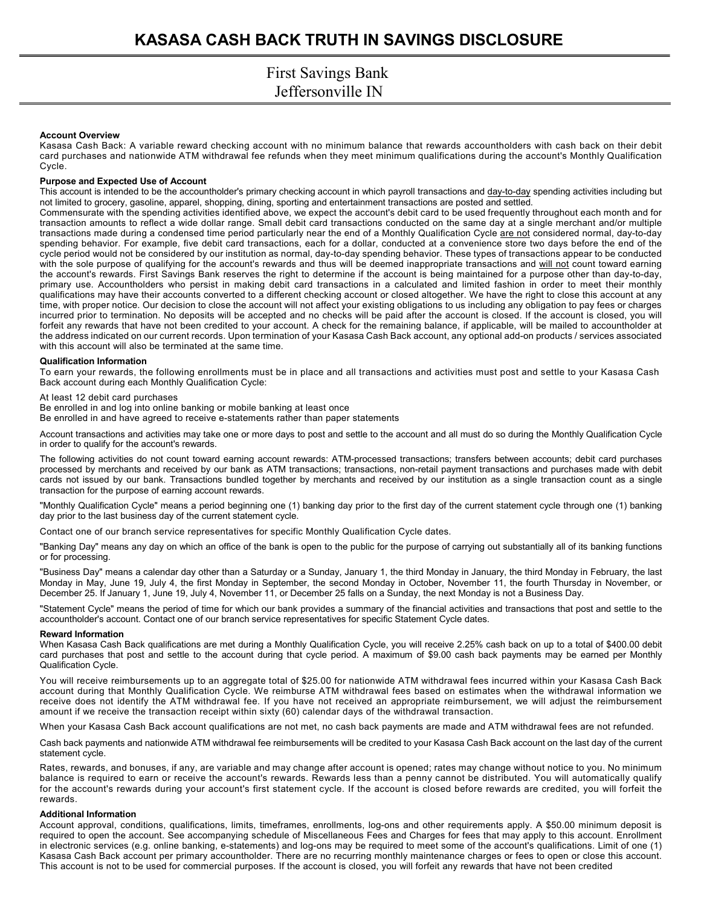# KASASA CASH BACK TRUTH IN SAVINGS DISCLOSURE

## First Savings Bank
## Jeffersonville IN

**Account Overview**

Kasasa Cash Back: A variable reward checking account with no minimum balance that rewards accountholders with cash back on their debit card purchases and nationwide ATM withdrawal fee refunds when they meet minimum qualifications during the account's Monthly Qualification Cycle.

**Purpose and Expected Use of Account**

This account is intended to be the accountholder's primary checking account in which payroll transactions and day-to-day spending activities including but not limited to grocery, gasoline, apparel, shopping, dining, sporting and entertainment transactions are posted and settled.

Commensurate with the spending activities identified above, we expect the account's debit card to be used frequently throughout each month and for transaction amounts to reflect a wide dollar range. Small debit card transactions conducted on the same day at a single merchant and/or multiple transactions made during a condensed time period particularly near the end of a Monthly Qualification Cycle are not considered normal, day-to-day spending behavior. For example, five debit card transactions, each for a dollar, conducted at a convenience store two days before the end of the cycle period would not be considered by our institution as normal, day-to-day spending behavior. These types of transactions appear to be conducted with the sole purpose of qualifying for the account's rewards and thus will be deemed inappropriate transactions and will not count toward earning the account's rewards. First Savings Bank reserves the right to determine if the account is being maintained for a purpose other than day-to-day, primary use. Accountholders who persist in making debit card transactions in a calculated and limited fashion in order to meet their monthly qualifications may have their accounts converted to a different checking account or closed altogether. We have the right to close this account at any time, with proper notice. Our decision to close the account will not affect your existing obligations to us including any obligation to pay fees or charges incurred prior to termination. No deposits will be accepted and no checks will be paid after the account is closed. If the account is closed, you will forfeit any rewards that have not been credited to your account. A check for the remaining balance, if applicable, will be mailed to accountholder at the address indicated on our current records. Upon termination of your Kasasa Cash Back account, any optional add-on products / services associated with this account will also be terminated at the same time.

**Qualification Information**

To earn your rewards, the following enrollments must be in place and all transactions and activities must post and settle to your Kasasa Cash Back account during each Monthly Qualification Cycle:

At least 12 debit card purchases
Be enrolled in and log into online banking or mobile banking at least once
Be enrolled in and have agreed to receive e-statements rather than paper statements

Account transactions and activities may take one or more days to post and settle to the account and all must do so during the Monthly Qualification Cycle in order to qualify for the account's rewards.

The following activities do not count toward earning account rewards: ATM-processed transactions; transfers between accounts; debit card purchases processed by merchants and received by our bank as ATM transactions; transactions, non-retail payment transactions and purchases made with debit cards not issued by our bank. Transactions bundled together by merchants and received by our institution as a single transaction count as a single transaction for the purpose of earning account rewards.

"Monthly Qualification Cycle" means a period beginning one (1) banking day prior to the first day of the current statement cycle through one (1) banking day prior to the last business day of the current statement cycle.

Contact one of our branch service representatives for specific Monthly Qualification Cycle dates.

"Banking Day" means any day on which an office of the bank is open to the public for the purpose of carrying out substantially all of its banking functions or for processing.

"Business Day" means a calendar day other than a Saturday or a Sunday, January 1, the third Monday in January, the third Monday in February, the last Monday in May, June 19, July 4, the first Monday in September, the second Monday in October, November 11, the fourth Thursday in November, or December 25. If January 1, June 19, July 4, November 11, or December 25 falls on a Sunday, the next Monday is not a Business Day.

"Statement Cycle" means the period of time for which our bank provides a summary of the financial activities and transactions that post and settle to the accountholder's account. Contact one of our branch service representatives for specific Statement Cycle dates.

**Reward Information**

When Kasasa Cash Back qualifications are met during a Monthly Qualification Cycle, you will receive 2.25% cash back on up to a total of $400.00 debit card purchases that post and settle to the account during that cycle period. A maximum of $9.00 cash back payments may be earned per Monthly Qualification Cycle.

You will receive reimbursements up to an aggregate total of $25.00 for nationwide ATM withdrawal fees incurred within your Kasasa Cash Back account during that Monthly Qualification Cycle. We reimburse ATM withdrawal fees based on estimates when the withdrawal information we receive does not identify the ATM withdrawal fee. If you have not received an appropriate reimbursement, we will adjust the reimbursement amount if we receive the transaction receipt within sixty (60) calendar days of the withdrawal transaction.

When your Kasasa Cash Back account qualifications are not met, no cash back payments are made and ATM withdrawal fees are not refunded.

Cash back payments and nationwide ATM withdrawal fee reimbursements will be credited to your Kasasa Cash Back account on the last day of the current statement cycle.

Rates, rewards, and bonuses, if any, are variable and may change after account is opened; rates may change without notice to you. No minimum balance is required to earn or receive the account's rewards. Rewards less than a penny cannot be distributed. You will automatically qualify for the account's rewards during your account's first statement cycle. If the account is closed before rewards are credited, you will forfeit the rewards.

**Additional Information**

Account approval, conditions, qualifications, limits, timeframes, enrollments, log-ons and other requirements apply. A $50.00 minimum deposit is required to open the account. See accompanying schedule of Miscellaneous Fees and Charges for fees that may apply to this account. Enrollment in electronic services (e.g. online banking, e-statements) and log-ons may be required to meet some of the account's qualifications. Limit of one (1) Kasasa Cash Back account per primary accountholder. There are no recurring monthly maintenance charges or fees to open or close this account. This account is not to be used for commercial purposes. If the account is closed, you will forfeit any rewards that have not been credited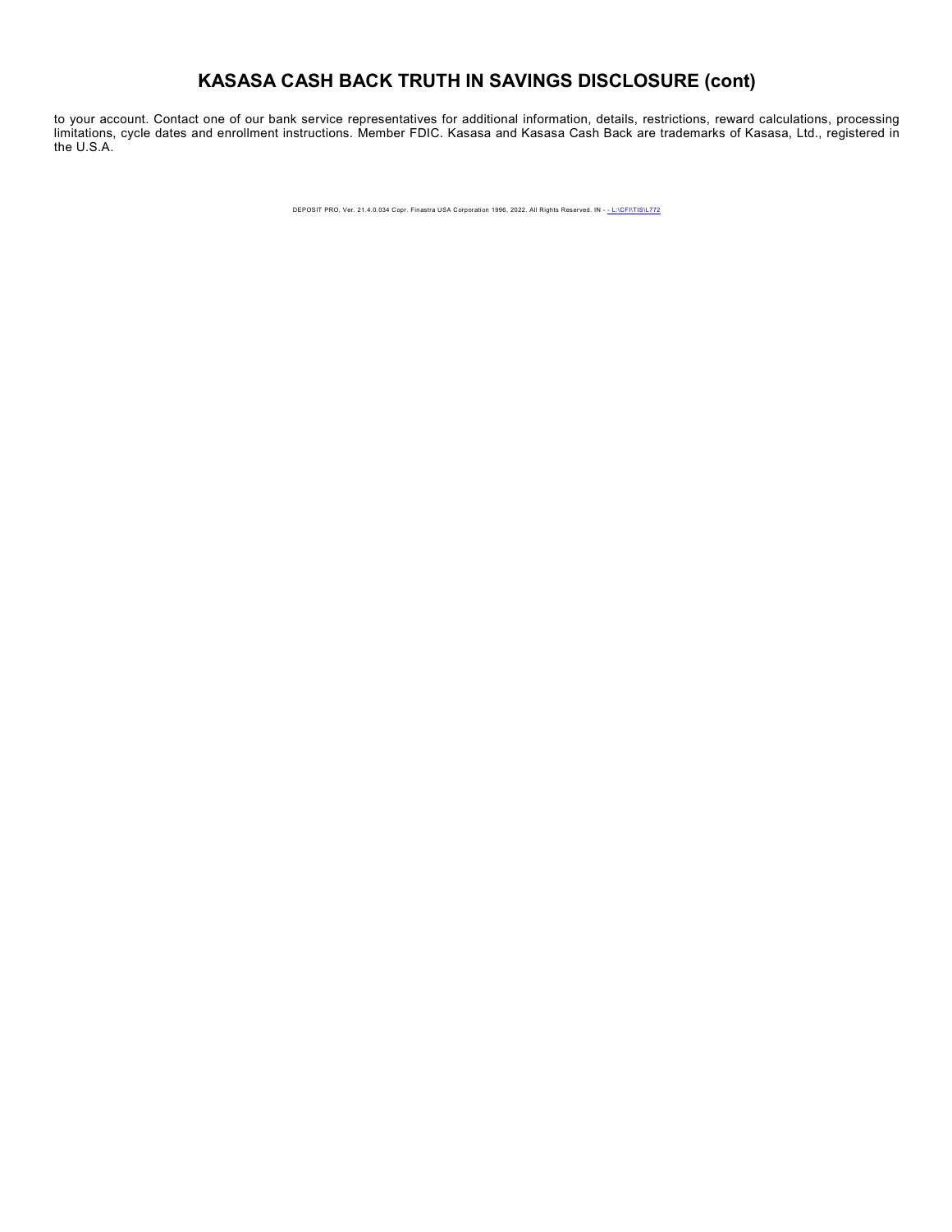# KASASA CASH BACK TRUTH IN SAVINGS DISCLOSURE (cont)

to your account. Contact one of our bank service representatives for additional information, details, restrictions, reward calculations, processing limitations, cycle dates and enrollment instructions. Member FDIC. Kasasa and Kasasa Cash Back are trademarks of Kasasa, Ltd., registered in the U.S.A.

DEPOSIT PRO, Ver. 21.4.0.034 Copr. Finastra USA Corporation 1996, 2022. All Rights Reserved. IN - - L:\CFI\TIS\L772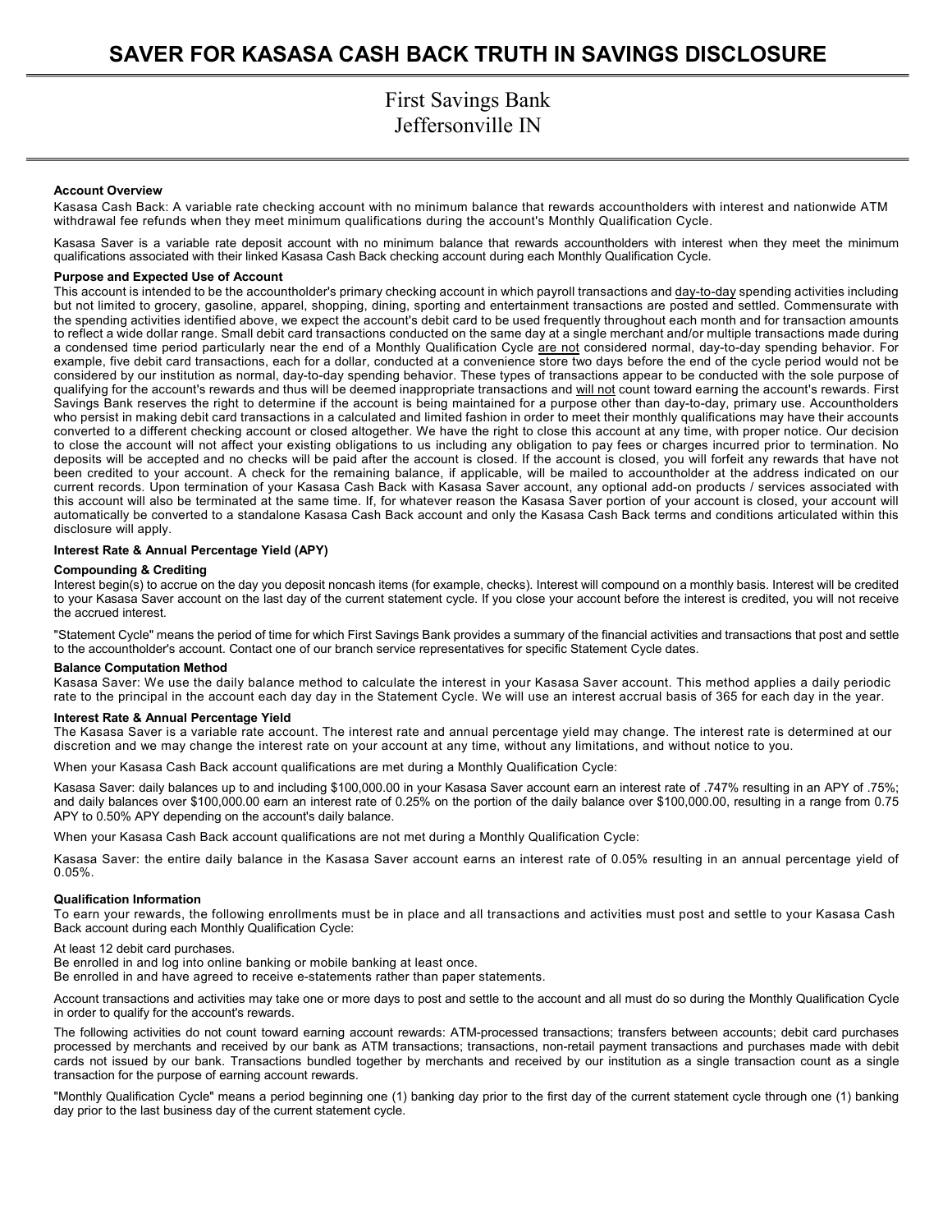# SAVER FOR KASASA CASH BACK TRUTH IN SAVINGS DISCLOSURE

First Savings Bank
Jeffersonville IN

**Account Overview**

Kasasa Cash Back: A variable rate checking account with no minimum balance that rewards accountholders with interest and nationwide ATM withdrawal fee refunds when they meet minimum qualifications during the account's Monthly Qualification Cycle.

Kasasa Saver is a variable rate deposit account with no minimum balance that rewards accountholders with interest when they meet the minimum qualifications associated with their linked Kasasa Cash Back checking account during each Monthly Qualification Cycle.

**Purpose and Expected Use of Account**

This account is intended to be the accountholder's primary checking account in which payroll transactions and day-to-day spending activities including but not limited to grocery, gasoline, apparel, shopping, dining, sporting and entertainment transactions are posted and settled. Commensurate with the spending activities identified above, we expect the account's debit card to be used frequently throughout each month and for transaction amounts to reflect a wide dollar range. Small debit card transactions conducted on the same day at a single merchant and/or multiple transactions made during a condensed time period particularly near the end of a Monthly Qualification Cycle are not considered normal, day-to-day spending behavior. For example, five debit card transactions, each for a dollar, conducted at a convenience store two days before the end of the cycle period would not be considered by our institution as normal, day-to-day spending behavior. These types of transactions appear to be conducted with the sole purpose of qualifying for the account's rewards and thus will be deemed inappropriate transactions and will not count toward earning the account's rewards. First Savings Bank reserves the right to determine if the account is being maintained for a purpose other than day-to-day, primary use. Accountholders who persist in making debit card transactions in a calculated and limited fashion in order to meet their monthly qualifications may have their accounts converted to a different checking account or closed altogether. We have the right to close this account at any time, with proper notice. Our decision to close the account will not affect your existing obligations to us including any obligation to pay fees or charges incurred prior to termination. No deposits will be accepted and no checks will be paid after the account is closed. If the account is closed, you will forfeit any rewards that have not been credited to your account. A check for the remaining balance, if applicable, will be mailed to accountholder at the address indicated on our current records. Upon termination of your Kasasa Cash Back with Kasasa Saver account, any optional add-on products / services associated with this account will also be terminated at the same time. If, for whatever reason the Kasasa Saver portion of your account is closed, your account will automatically be converted to a standalone Kasasa Cash Back account and only the Kasasa Cash Back terms and conditions articulated within this disclosure will apply.

**Interest Rate & Annual Percentage Yield (APY)**

**Compounding & Crediting**

Interest begin(s) to accrue on the day you deposit noncash items (for example, checks). Interest will compound on a monthly basis. Interest will be credited to your Kasasa Saver account on the last day of the current statement cycle. If you close your account before the interest is credited, you will not receive the accrued interest.

"Statement Cycle" means the period of time for which First Savings Bank provides a summary of the financial activities and transactions that post and settle to the accountholder's account. Contact one of our branch service representatives for specific Statement Cycle dates.

**Balance Computation Method**

Kasasa Saver: We use the daily balance method to calculate the interest in your Kasasa Saver account. This method applies a daily periodic rate to the principal in the account each day day in the Statement Cycle. We will use an interest accrual basis of 365 for each day in the year.

**Interest Rate & Annual Percentage Yield**

The Kasasa Saver is a variable rate account. The interest rate and annual percentage yield may change. The interest rate is determined at our discretion and we may change the interest rate on your account at any time, without any limitations, and without notice to you.

When your Kasasa Cash Back account qualifications are met during a Monthly Qualification Cycle:

Kasasa Saver: daily balances up to and including $100,000.00 in your Kasasa Saver account earn an interest rate of .747% resulting in an APY of .75%; and daily balances over $100,000.00 earn an interest rate of 0.25% on the portion of the daily balance over $100,000.00, resulting in a range from 0.75 APY to 0.50% APY depending on the account's daily balance.

When your Kasasa Cash Back account qualifications are not met during a Monthly Qualification Cycle:

Kasasa Saver: the entire daily balance in the Kasasa Saver account earns an interest rate of 0.05% resulting in an annual percentage yield of 0.05%.

**Qualification Information**

To earn your rewards, the following enrollments must be in place and all transactions and activities must post and settle to your Kasasa Cash Back account during each Monthly Qualification Cycle:

At least 12 debit card purchases.
Be enrolled in and log into online banking or mobile banking at least once.
Be enrolled in and have agreed to receive e-statements rather than paper statements.

Account transactions and activities may take one or more days to post and settle to the account and all must do so during the Monthly Qualification Cycle in order to qualify for the account's rewards.

The following activities do not count toward earning account rewards: ATM-processed transactions; transfers between accounts; debit card purchases processed by merchants and received by our bank as ATM transactions; transactions, non-retail payment transactions and purchases made with debit cards not issued by our bank. Transactions bundled together by merchants and received by our institution as a single transaction count as a single transaction for the purpose of earning account rewards.

"Monthly Qualification Cycle" means a period beginning one (1) banking day prior to the first day of the current statement cycle through one (1) banking day prior to the last business day of the current statement cycle.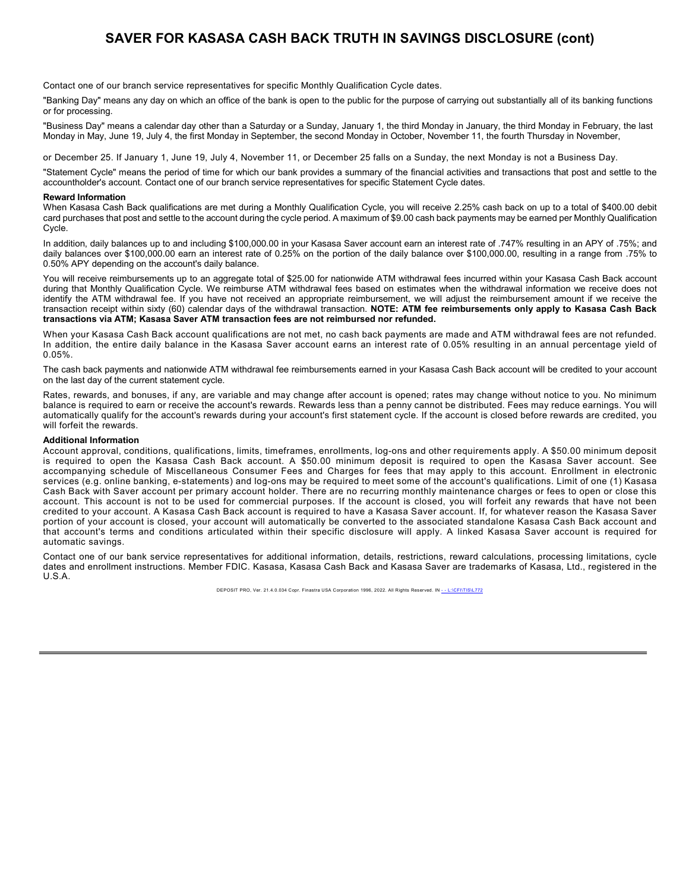# SAVER FOR KASASA CASH BACK TRUTH IN SAVINGS DISCLOSURE (cont)

Contact one of our branch service representatives for specific Monthly Qualification Cycle dates.

"Banking Day" means any day on which an office of the bank is open to the public for the purpose of carrying out substantially all of its banking functions or for processing.

"Business Day" means a calendar day other than a Saturday or a Sunday, January 1, the third Monday in January, the third Monday in February, the last Monday in May, June 19, July 4, the first Monday in September, the second Monday in October, November 11, the fourth Thursday in November,

or December 25. If January 1, June 19, July 4, November 11, or December 25 falls on a Sunday, the next Monday is not a Business Day.

"Statement Cycle" means the period of time for which our bank provides a summary of the financial activities and transactions that post and settle to the accountholder's account. Contact one of our branch service representatives for specific Statement Cycle dates.

**Reward Information**

When Kasasa Cash Back qualifications are met during a Monthly Qualification Cycle, you will receive 2.25% cash back on up to a total of $400.00 debit card purchases that post and settle to the account during the cycle period. A maximum of $9.00 cash back payments may be earned per Monthly Qualification Cycle.

In addition, daily balances up to and including $100,000.00 in your Kasasa Saver account earn an interest rate of .747% resulting in an APY of .75%; and daily balances over $100,000.00 earn an interest rate of 0.25% on the portion of the daily balance over $100,000.00, resulting in a range from .75% to 0.50% APY depending on the account's daily balance.

You will receive reimbursements up to an aggregate total of $25.00 for nationwide ATM withdrawal fees incurred within your Kasasa Cash Back account during that Monthly Qualification Cycle. We reimburse ATM withdrawal fees based on estimates when the withdrawal information we receive does not identify the ATM withdrawal fee. If you have not received an appropriate reimbursement, we will adjust the reimbursement amount if we receive the transaction receipt within sixty (60) calendar days of the withdrawal transaction. **NOTE: ATM fee reimbursements only apply to Kasasa Cash Back transactions via ATM; Kasasa Saver ATM transaction fees are not reimbursed nor refunded.**

When your Kasasa Cash Back account qualifications are not met, no cash back payments are made and ATM withdrawal fees are not refunded. In addition, the entire daily balance in the Kasasa Saver account earns an interest rate of 0.05% resulting in an annual percentage yield of 0.05%.

The cash back payments and nationwide ATM withdrawal fee reimbursements earned in your Kasasa Cash Back account will be credited to your account on the last day of the current statement cycle.

Rates, rewards, and bonuses, if any, are variable and may change after account is opened; rates may change without notice to you. No minimum balance is required to earn or receive the account's rewards. Rewards less than a penny cannot be distributed. Fees may reduce earnings. You will automatically qualify for the account's rewards during your account's first statement cycle. If the account is closed before rewards are credited, you will forfeit the rewards.

**Additional Information**

Account approval, conditions, qualifications, limits, timeframes, enrollments, log-ons and other requirements apply. A $50.00 minimum deposit is required to open the Kasasa Cash Back account. A $50.00 minimum deposit is required to open the Kasasa Saver account. See accompanying schedule of Miscellaneous Consumer Fees and Charges for fees that may apply to this account. Enrollment in electronic services (e.g. online banking, e-statements) and log-ons may be required to meet some of the account's qualifications. Limit of one (1) Kasasa Cash Back with Saver account per primary account holder. There are no recurring monthly maintenance charges or fees to open or close this account. This account is not to be used for commercial purposes. If the account is closed, you will forfeit any rewards that have not been credited to your account. A Kasasa Cash Back account is required to have a Kasasa Saver account. If, for whatever reason the Kasasa Saver portion of your account is closed, your account will automatically be converted to the associated standalone Kasasa Cash Back account and that account's terms and conditions articulated within their specific disclosure will apply. A linked Kasasa Saver account is required for automatic savings.

Contact one of our bank service representatives for additional information, details, restrictions, reward calculations, processing limitations, cycle dates and enrollment instructions. Member FDIC. Kasasa, Kasasa Cash Back and Kasasa Saver are trademarks of Kasasa, Ltd., registered in the U.S.A.

DEPOSIT PRO, Ver. 21.4.0.034 Copr. Finastra USA Corporation 1996, 2022. All Rights Reserved. IN - - L:\CFI\TIS\L772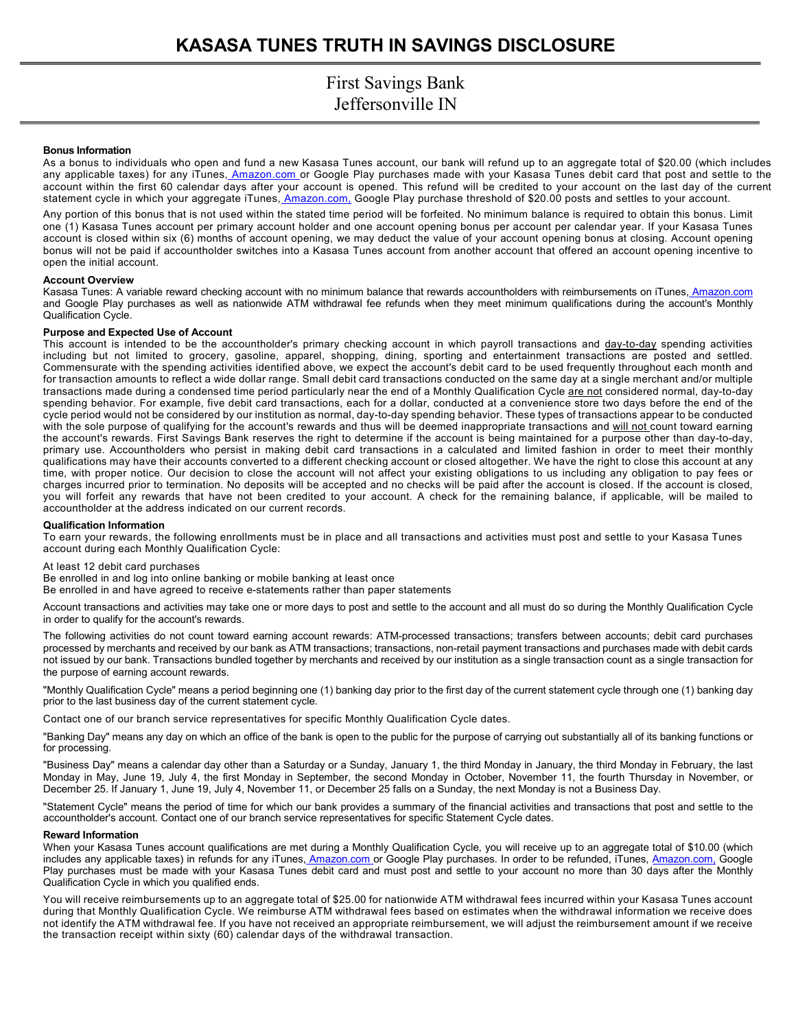# KASASA TUNES TRUTH IN SAVINGS DISCLOSURE

First Savings Bank
Jeffersonville IN

**Bonus Information**

As a bonus to individuals who open and fund a new Kasasa Tunes account, our bank will refund up to an aggregate total of $20.00 (which includes any applicable taxes) for any iTunes, Amazon.com or Google Play purchases made with your Kasasa Tunes debit card that post and settle to the account within the first 60 calendar days after your account is opened. This refund will be credited to your account on the last day of the current statement cycle in which your aggregate iTunes, Amazon.com, Google Play purchase threshold of $20.00 posts and settles to your account.

Any portion of this bonus that is not used within the stated time period will be forfeited. No minimum balance is required to obtain this bonus. Limit one (1) Kasasa Tunes account per primary account holder and one account opening bonus per account per calendar year. If your Kasasa Tunes account is closed within six (6) months of account opening, we may deduct the value of your account opening bonus at closing. Account opening bonus will not be paid if accountholder switches into a Kasasa Tunes account from another account that offered an account opening incentive to open the initial account.

**Account Overview**

Kasasa Tunes: A variable reward checking account with no minimum balance that rewards accountholders with reimbursements on iTunes, Amazon.com and Google Play purchases as well as nationwide ATM withdrawal fee refunds when they meet minimum qualifications during the account's Monthly Qualification Cycle.

**Purpose and Expected Use of Account**

This account is intended to be the accountholder's primary checking account in which payroll transactions and day-to-day spending activities including but not limited to grocery, gasoline, apparel, shopping, dining, sporting and entertainment transactions are posted and settled. Commensurate with the spending activities identified above, we expect the account's debit card to be used frequently throughout each month and for transaction amounts to reflect a wide dollar range. Small debit card transactions conducted on the same day at a single merchant and/or multiple transactions made during a condensed time period particularly near the end of a Monthly Qualification Cycle are not considered normal, day-to-day spending behavior. For example, five debit card transactions, each for a dollar, conducted at a convenience store two days before the end of the cycle period would not be considered by our institution as normal, day-to-day spending behavior. These types of transactions appear to be conducted with the sole purpose of qualifying for the account's rewards and thus will be deemed inappropriate transactions and will not count toward earning the account's rewards. First Savings Bank reserves the right to determine if the account is being maintained for a purpose other than day-to-day, primary use. Accountholders who persist in making debit card transactions in a calculated and limited fashion in order to meet their monthly qualifications may have their accounts converted to a different checking account or closed altogether. We have the right to close this account at any time, with proper notice. Our decision to close the account will not affect your existing obligations to us including any obligation to pay fees or charges incurred prior to termination. No deposits will be accepted and no checks will be paid after the account is closed. If the account is closed, you will forfeit any rewards that have not been credited to your account. A check for the remaining balance, if applicable, will be mailed to accountholder at the address indicated on our current records.

**Qualification Information**

To earn your rewards, the following enrollments must be in place and all transactions and activities must post and settle to your Kasasa Tunes account during each Monthly Qualification Cycle:

At least 12 debit card purchases
Be enrolled in and log into online banking or mobile banking at least once
Be enrolled in and have agreed to receive e-statements rather than paper statements

Account transactions and activities may take one or more days to post and settle to the account and all must do so during the Monthly Qualification Cycle in order to qualify for the account's rewards.

The following activities do not count toward earning account rewards: ATM-processed transactions; transfers between accounts; debit card purchases processed by merchants and received by our bank as ATM transactions; transactions, non-retail payment transactions and purchases made with debit cards not issued by our bank. Transactions bundled together by merchants and received by our institution as a single transaction count as a single transaction for the purpose of earning account rewards.

"Monthly Qualification Cycle" means a period beginning one (1) banking day prior to the first day of the current statement cycle through one (1) banking day prior to the last business day of the current statement cycle.

Contact one of our branch service representatives for specific Monthly Qualification Cycle dates.

"Banking Day" means any day on which an office of the bank is open to the public for the purpose of carrying out substantially all of its banking functions or for processing.

"Business Day" means a calendar day other than a Saturday or a Sunday, January 1, the third Monday in January, the third Monday in February, the last Monday in May, June 19, July 4, the first Monday in September, the second Monday in October, November 11, the fourth Thursday in November, or December 25. If January 1, June 19, July 4, November 11, or December 25 falls on a Sunday, the next Monday is not a Business Day.

"Statement Cycle" means the period of time for which our bank provides a summary of the financial activities and transactions that post and settle to the accountholder's account. Contact one of our branch service representatives for specific Statement Cycle dates.

**Reward Information**

When your Kasasa Tunes account qualifications are met during a Monthly Qualification Cycle, you will receive up to an aggregate total of $10.00 (which includes any applicable taxes) in refunds for any iTunes, Amazon.com or Google Play purchases. In order to be refunded, iTunes, Amazon.com, Google Play purchases must be made with your Kasasa Tunes debit card and must post and settle to your account no more than 30 days after the Monthly Qualification Cycle in which you qualified ends.

You will receive reimbursements up to an aggregate total of $25.00 for nationwide ATM withdrawal fees incurred within your Kasasa Tunes account during that Monthly Qualification Cycle. We reimburse ATM withdrawal fees based on estimates when the withdrawal information we receive does not identify the ATM withdrawal fee. If you have not received an appropriate reimbursement, we will adjust the reimbursement amount if we receive the transaction receipt within sixty (60) calendar days of the withdrawal transaction.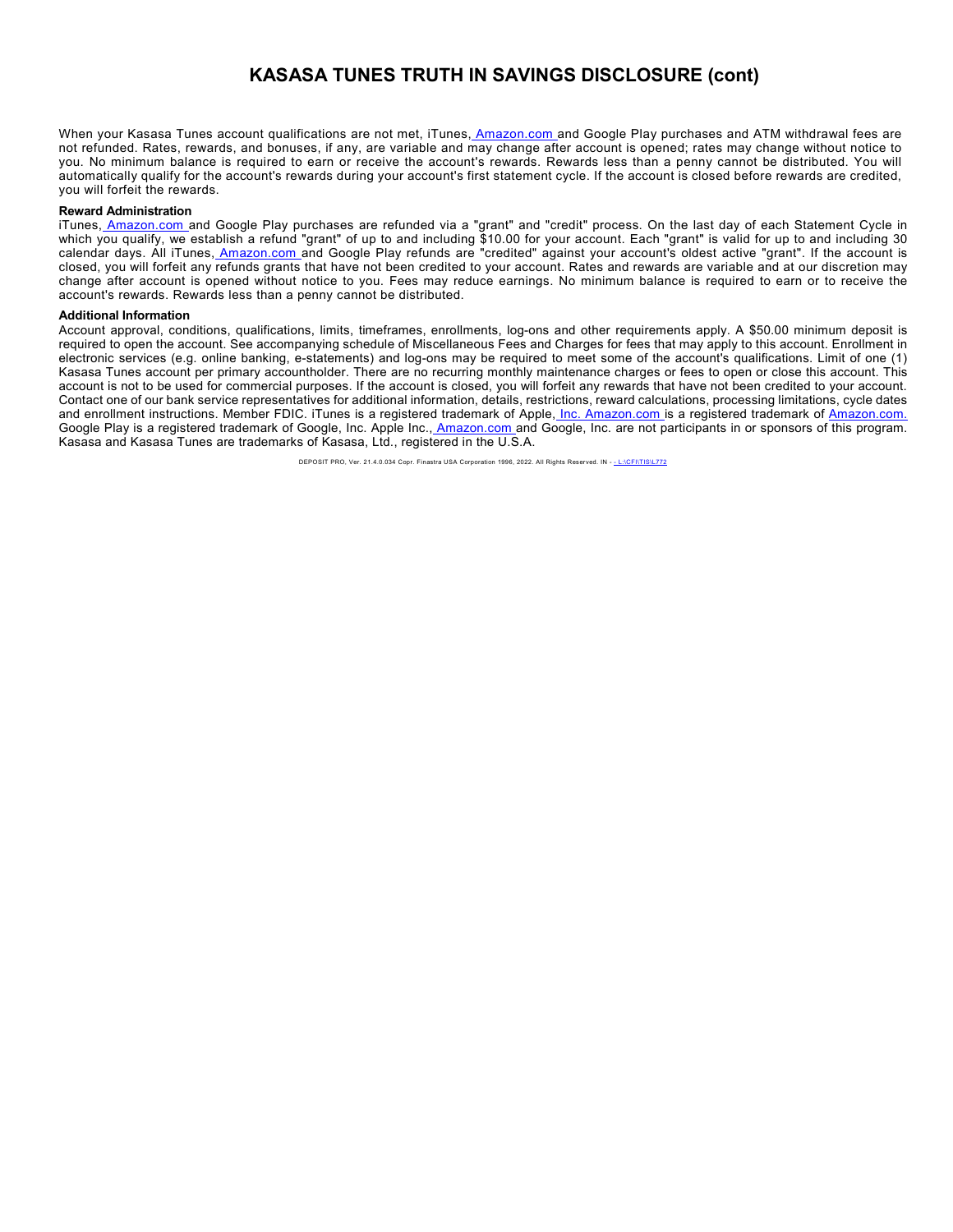# KASASA TUNES TRUTH IN SAVINGS DISCLOSURE (cont)

When your Kasasa Tunes account qualifications are not met, iTunes, Amazon.com and Google Play purchases and ATM withdrawal fees are not refunded. Rates, rewards, and bonuses, if any, are variable and may change after account is opened; rates may change without notice to you. No minimum balance is required to earn or receive the account's rewards. Rewards less than a penny cannot be distributed. You will automatically qualify for the account's rewards during your account's first statement cycle. If the account is closed before rewards are credited, you will forfeit the rewards.

**Reward Administration**

iTunes, Amazon.com and Google Play purchases are refunded via a "grant" and "credit" process. On the last day of each Statement Cycle in which you qualify, we establish a refund "grant" of up to and including $10.00 for your account. Each "grant" is valid for up to and including 30 calendar days. All iTunes, Amazon.com and Google Play refunds are "credited" against your account's oldest active "grant". If the account is closed, you will forfeit any refunds grants that have not been credited to your account. Rates and rewards are variable and at our discretion may change after account is opened without notice to you. Fees may reduce earnings. No minimum balance is required to earn or to receive the account's rewards. Rewards less than a penny cannot be distributed.

**Additional Information**

Account approval, conditions, qualifications, limits, timeframes, enrollments, log-ons and other requirements apply. A $50.00 minimum deposit is required to open the account. See accompanying schedule of Miscellaneous Fees and Charges for fees that may apply to this account. Enrollment in electronic services (e.g. online banking, e-statements) and log-ons may be required to meet some of the account's qualifications. Limit of one (1) Kasasa Tunes account per primary accountholder. There are no recurring monthly maintenance charges or fees to open or close this account. This account is not to be used for commercial purposes. If the account is closed, you will forfeit any rewards that have not been credited to your account. Contact one of our bank service representatives for additional information, details, restrictions, reward calculations, processing limitations, cycle dates and enrollment instructions. Member FDIC. iTunes is a registered trademark of Apple, Inc. Amazon.com is a registered trademark of Amazon.com. Google Play is a registered trademark of Google, Inc. Apple Inc., Amazon.com and Google, Inc. are not participants in or sponsors of this program. Kasasa and Kasasa Tunes are trademarks of Kasasa, Ltd., registered in the U.S.A.

DEPOSIT PRO, Ver. 21.4.0.034 Copr. Finastra USA Corporation 1996, 2022. All Rights Reserved. IN - L:\CFI\TIS\L772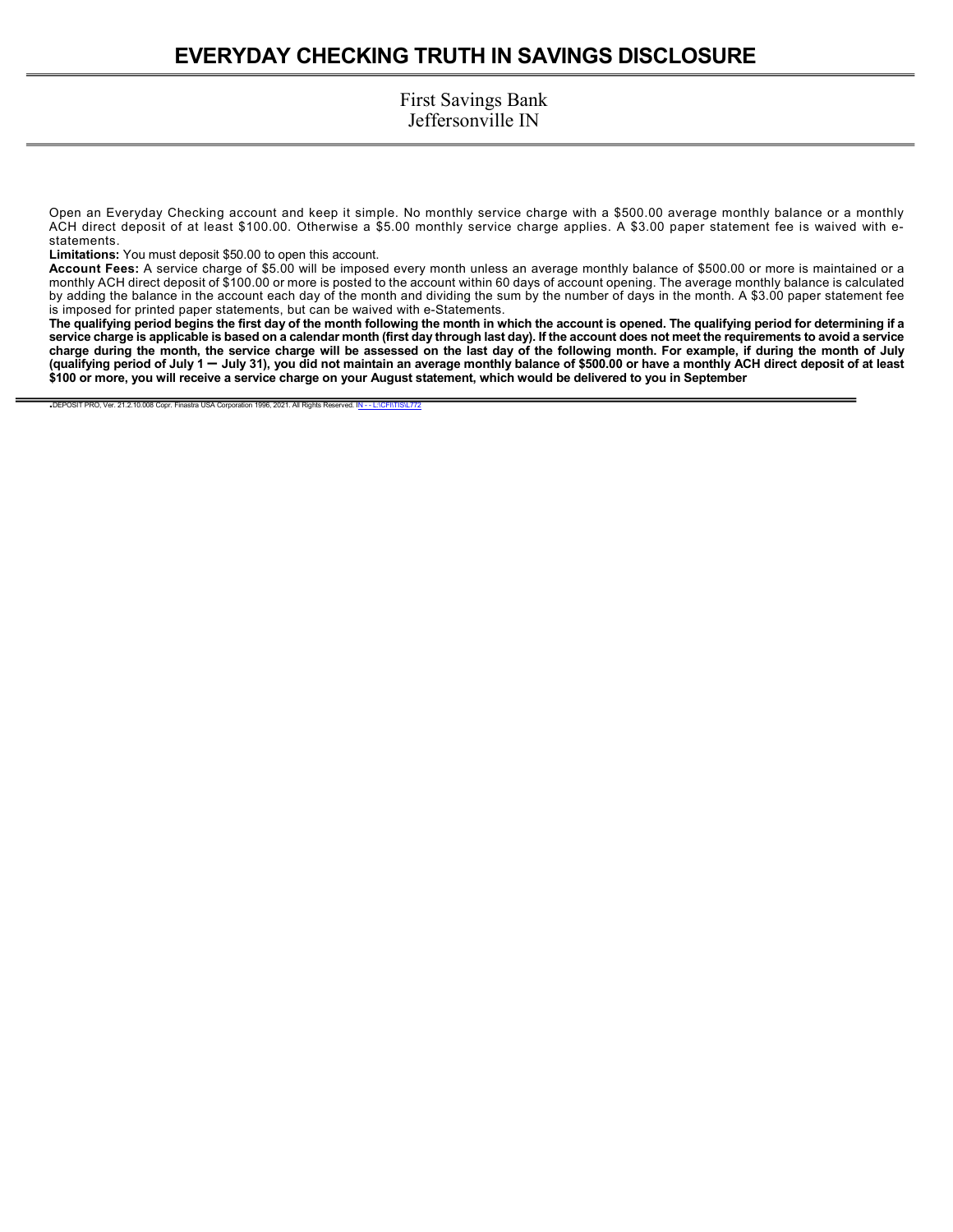# EVERYDAY CHECKING TRUTH IN SAVINGS DISCLOSURE

First Savings Bank
Jeffersonville IN

Open an Everyday Checking account and keep it simple. No monthly service charge with a $500.00 average monthly balance or a monthly ACH direct deposit of at least $100.00. Otherwise a $5.00 monthly service charge applies. A $3.00 paper statement fee is waived with e-statements.

**Limitations:** You must deposit $50.00 to open this account.

**Account Fees:** A service charge of $5.00 will be imposed every month unless an average monthly balance of $500.00 or more is maintained or a monthly ACH direct deposit of $100.00 or more is posted to the account within 60 days of account opening. The average monthly balance is calculated by adding the balance in the account each day of the month and dividing the sum by the number of days in the month. A $3.00 paper statement fee is imposed for printed paper statements, but can be waived with e-Statements.

**The qualifying period begins the first day of the month following the month in which the account is opened. The qualifying period for determining if a service charge is applicable is based on a calendar month (first day through last day). If the account does not meet the requirements to avoid a service charge during the month, the service charge will be assessed on the last day of the following month. For example, if during the month of July (qualifying period of July 1 – July 31), you did not maintain an average monthly balance of $500.00 or have a monthly ACH direct deposit of at least $100 or more, you will receive a service charge on your August statement, which would be delivered to you in September**

DEPOSIT PRO, Ver. 21.2.10.008 Copr. Finastra USA Corporation 1996, 2021. All Rights Reserved. IN - - L:\CFI\TIS\L772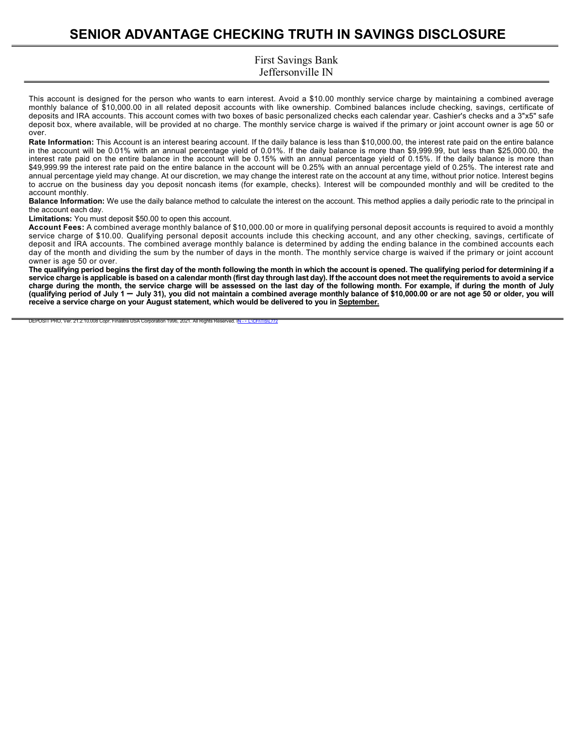# SENIOR ADVANTAGE CHECKING TRUTH IN SAVINGS DISCLOSURE

First Savings Bank
Jeffersonville IN

This account is designed for the person who wants to earn interest. Avoid a $10.00 monthly service charge by maintaining a combined average monthly balance of $10,000.00 in all related deposit accounts with like ownership. Combined balances include checking, savings, certificate of deposits and IRA accounts. This account comes with two boxes of basic personalized checks each calendar year. Cashier's checks and a 3"x5" safe deposit box, where available, will be provided at no charge. The monthly service charge is waived if the primary or joint account owner is age 50 or over.

**Rate Information:** This Account is an interest bearing account. If the daily balance is less than $10,000.00, the interest rate paid on the entire balance in the account will be 0.01% with an annual percentage yield of 0.01%. If the daily balance is more than $9,999.99, but less than $25,000.00, the interest rate paid on the entire balance in the account will be 0.15% with an annual percentage yield of 0.15%. If the daily balance is more than $49,999.99 the interest rate paid on the entire balance in the account will be 0.25% with an annual percentage yield of 0.25%. The interest rate and annual percentage yield may change. At our discretion, we may change the interest rate on the account at any time, without prior notice. Interest begins to accrue on the business day you deposit noncash items (for example, checks). Interest will be compounded monthly and will be credited to the account monthly.

**Balance Information:** We use the daily balance method to calculate the interest on the account. This method applies a daily periodic rate to the principal in the account each day.

**Limitations:** You must deposit $50.00 to open this account.

**Account Fees:** A combined average monthly balance of $10,000.00 or more in qualifying personal deposit accounts is required to avoid a monthly service charge of $10.00. Qualifying personal deposit accounts include this checking account, and any other checking, savings, certificate of deposit and IRA accounts. The combined average monthly balance is determined by adding the ending balance in the combined accounts each day of the month and dividing the sum by the number of days in the month. The monthly service charge is waived if the primary or joint account owner is age 50 or over.

**The qualifying period begins the first day of the month following the month in which the account is opened. The qualifying period for determining if a service charge is applicable is based on a calendar month (first day through last day). If the account does not meet the requirements to avoid a service charge during the month, the service charge will be assessed on the last day of the following month. For example, if during the month of July (qualifying period of July 1 – July 31), you did not maintain a combined average monthly balance of $10,000.00 or are not age 50 or older, you will receive a service charge on your August statement, which would be delivered to you in September.**

DEPOSIT PRO, Ver. 21.2.10.008 Copr. Finastra USA Corporation 1996, 2021. All Rights Reserved. IN - - L:\CFI\TIS\L772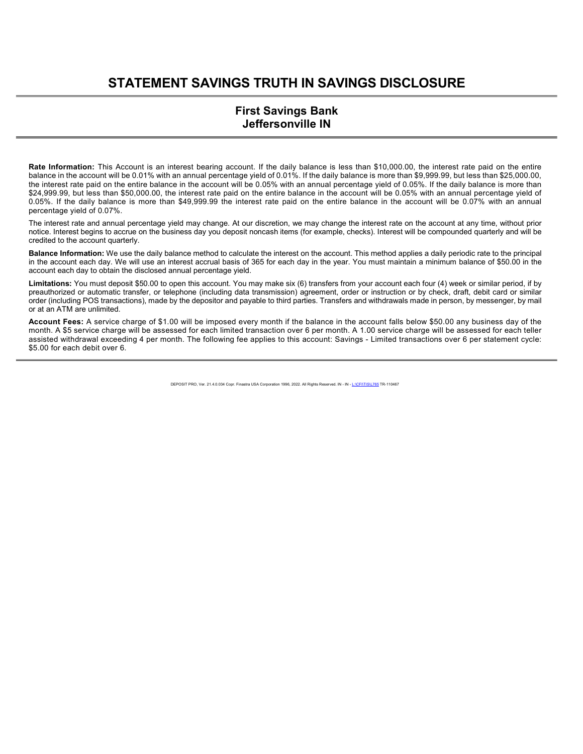# STATEMENT SAVINGS TRUTH IN SAVINGS DISCLOSURE

## First Savings Bank
## Jeffersonville IN

**Rate Information:** This Account is an interest bearing account. If the daily balance is less than $10,000.00, the interest rate paid on the entire balance in the account will be 0.01% with an annual percentage yield of 0.01%. If the daily balance is more than $9,999.99, but less than $25,000.00, the interest rate paid on the entire balance in the account will be 0.05% with an annual percentage yield of 0.05%. If the daily balance is more than $24,999.99, but less than $50,000.00, the interest rate paid on the entire balance in the account will be 0.05% with an annual percentage yield of 0.05%. If the daily balance is more than $49,999.99 the interest rate paid on the entire balance in the account will be 0.07% with an annual percentage yield of 0.07%.

The interest rate and annual percentage yield may change. At our discretion, we may change the interest rate on the account at any time, without prior notice. Interest begins to accrue on the business day you deposit noncash items (for example, checks). Interest will be compounded quarterly and will be credited to the account quarterly.

**Balance Information:** We use the daily balance method to calculate the interest on the account. This method applies a daily periodic rate to the principal in the account each day. We will use an interest accrual basis of 365 for each day in the year. You must maintain a minimum balance of $50.00 in the account each day to obtain the disclosed annual percentage yield.

**Limitations:** You must deposit $50.00 to open this account. You may make six (6) transfers from your account each four (4) week or similar period, if by preauthorized or automatic transfer, or telephone (including data transmission) agreement, order or instruction or by check, draft, debit card or similar order (including POS transactions), made by the depositor and payable to third parties. Transfers and withdrawals made in person, by messenger, by mail or at an ATM are unlimited.

**Account Fees:** A service charge of $1.00 will be imposed every month if the balance in the account falls below $50.00 any business day of the month. A $5 service charge will be assessed for each limited transaction over 6 per month. A 1.00 service charge will be assessed for each teller assisted withdrawal exceeding 4 per month. The following fee applies to this account: Savings - Limited transactions over 6 per statement cycle: $5.00 for each debit over 6.

DEPOSIT PRO, Ver. 21.4.0.034 Copr. Finastra USA Corporation 1996, 2022. All Rights Reserved. IN - IN - L:\CFI\TIS\L765 TR-110467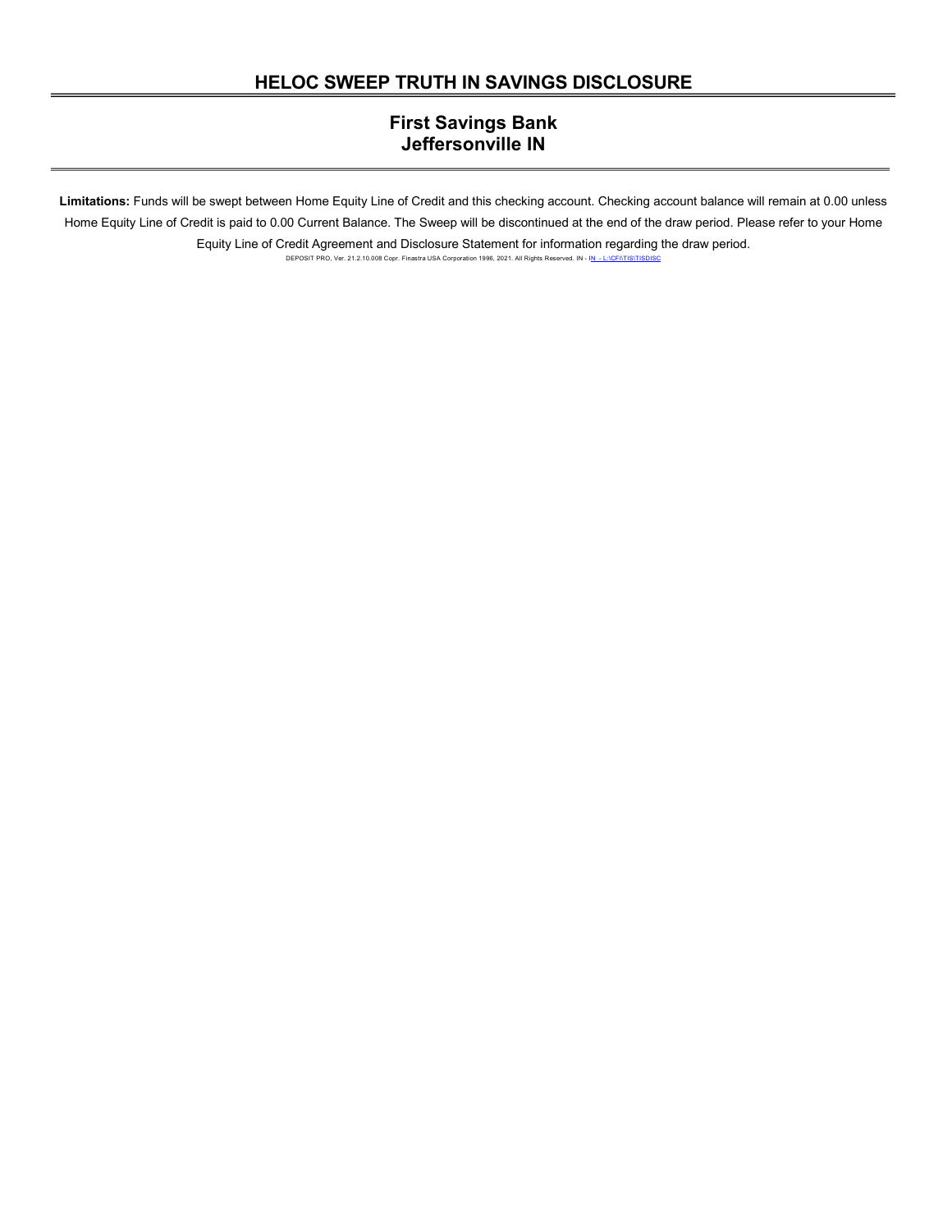# HELOC SWEEP TRUTH IN SAVINGS DISCLOSURE

## First Savings Bank
## Jeffersonville IN

**Limitations:** Funds will be swept between Home Equity Line of Credit and this checking account. Checking account balance will remain at 0.00 unless Home Equity Line of Credit is paid to 0.00 Current Balance. The Sweep will be discontinued at the end of the draw period. Please refer to your Home Equity Line of Credit Agreement and Disclosure Statement for information regarding the draw period.

DEPOSIT PRO, Ver. 21.2.10.008 Copr. Finastra USA Corporation 1996, 2021. All Rights Reserved. IN - IN - L:\CFI\TIS\TISDISC